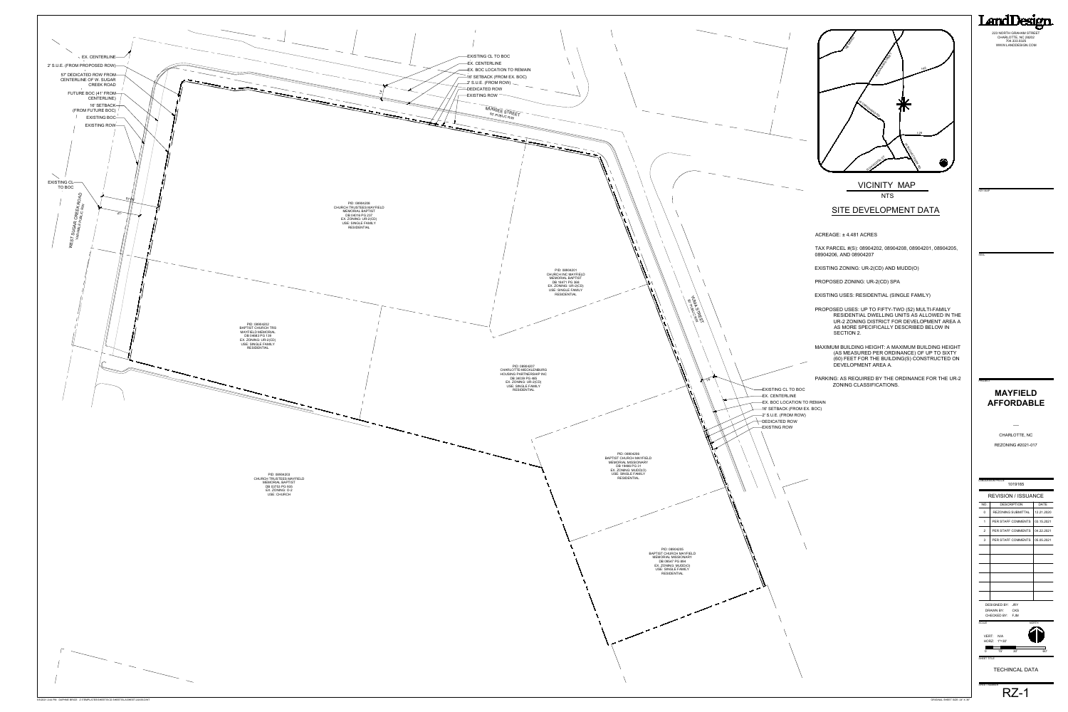# LandDesign

223 NORTH GRAHAM STREET
CHARLOTTE, NC 28202
704.333.0325
WWW.LANDDESIGN.COM

## VICINITY MAP

NTS

## SITE DEVELOPMENT DATA

ACREAGE: ± 4.481 ACRES

TAX PARCEL #(S): 08904202, 08904208, 08904201, 08904205, 08904206, AND 08904207

EXISTING ZONING: UR-2(CD) AND MUDD(O)

PROPOSED ZONING: UR-2(CD) SPA

EXISTING USES: RESIDENTIAL (SINGLE FAMILY)

PROPOSED USES: UP TO FIFTY-TWO (52) MULTI-FAMILY RESIDENTIAL DWELLING UNITS AS ALLOWED IN THE UR-2 ZONING DISTRICT FOR DEVELOPMENT AREA A AS MORE SPECIFICALLY DESCRIBED BELOW IN SECTION 2.

MAXIMUM BUILDING HEIGHT: A MAXIMUM BUILDING HEIGHT (AS MEASURED PER ORDINANCE) OF UP TO SIXTY (60) FEET FOR THE BUILDING(S) CONSTRUCTED ON DEVELOPMENT AREA A.

PARKING: AS REQUIRED BY THE ORDINANCE FOR THE UR-2 ZONING CLASSIFICATIONS.

EX. CENTERLINE
2' S.U.E. (FROM PROPOSED ROW)
57' DEDICATED ROW FROM CENTERLINE OF W. SUGAR CREEK ROAD
FUTURE BOC (41' FROM CENTERLINE)
16' SETBACK (FROM FUTURE BOC)
EXISTING BOC
EXISTING ROW
EXISTING CL TO BOC

WEST SUGAR CREEK ROAD
VARIABLE PUBLIC R/W

EXISTING CL TO BOC
EX. CENTERLINE
EX. BOC LOCATION TO REMAIN
16' SETBACK (FROM EX. BOC)
2' S.U.E. (FROM ROW)
DEDICATED ROW
EXISTING ROW

MUNRIEE STREET
50' PUBLIC R/W

YUMA STREET
50' PUBLIC R/W

PID: 08904208
CHURCH TRUSTEES MAYFIELD MEMORIAL BAPTIST
DB 04016 PG 227
EX. ZONING: UR-2(CD)
USE: SINGLE FAMILY RESIDENTIAL

PID: 08904201
CHURCH INC MAYFIELD MEMORIAL BAPTIST
DB 18471 PG 366
EX. ZONING: UR-2(CD)
USE: SINGLE FAMILY RESIDENTIAL

PID: 08904202
BAPTIST CHURCH TRS MAYFIELD MEMORIAL
DB 04663 PG 139
EX. ZONING: UR-2(CD)
USE: SINGLE FAMILY RESIDENTIAL

PID: 08904207
CHARLOTTE-MECKLENBURG HOUSING PARTNERSHIP INC
DB 34039 PG 465
EX. ZONING: UR-2(CD)
USE: SINGLE FAMILY RESIDENTIAL

PID: 08904206
BAPTIST CHURCH MAYFIELD MEMORIAL MISSIONARY
DB 19469 PG 21
EX. ZONING: MUDD(O)
USE: SINGLE FAMILY RESIDENTIAL

PID: 08904203
CHURCH TRUSTEES MAYFIELD MEMORIAL BAPTIST
DB 03753 PG 505
EX. ZONING: O-2
USE: CHURCH

PID: 08904205
BAPTIST CHURCH MAYFIELD MEMORIAL MISSIONARY
DB 08547 PG 984
EX. ZONING: MUDD(O)
USE: SINGLE FAMILY RESIDENTIAL

## MAYFIELD AFFORDABLE

CHARLOTTE, NC

REZONING #2021-017

LANDDESIGN PROJ.#: 1019165

### REVISION / ISSUANCE

| NO. | DESCRIPTION | DATE |
|---|---|---|
| 0 | REZONING SUBMITTAL | 12.21.2020 |
| 1 | PER STAFF COMMENTS | 03.15.2021 |
| 2 | PER STAFF COMMENTS | 04.22.2021 |
| 3 | PER STAFF COMMENTS | 05.05.2021 |

DESIGNED BY: JRY
DRAWN BY: CKS
CHECKED BY: FJM

SCALE:
VERT: N/A
HORZ: 1"=30'

SHEET TITLE: TECHINCAL DATA

SHEET NUMBER: RZ-1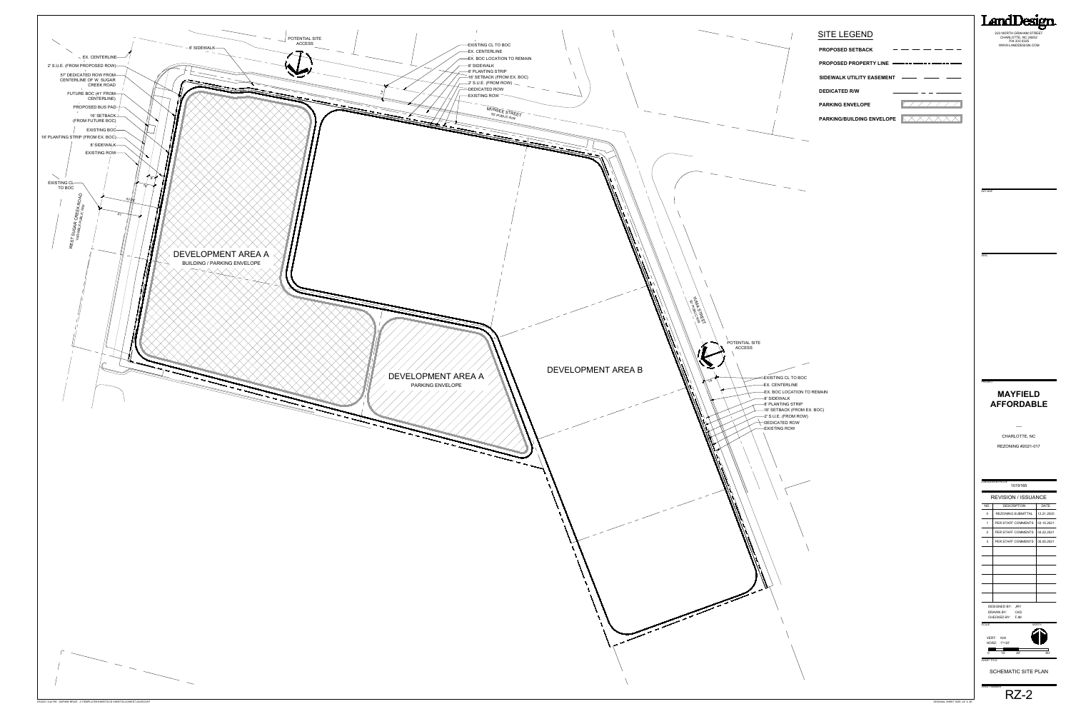# SITE LEGEND

- PROPOSED SETBACK
- PROPOSED PROPERTY LINE
- SIDEWALK UTILITY EASEMENT
- DEDICATED R/W
- PARKING ENVELOPE
- PARKING/BUILDING ENVELOPE

POTENTIAL SITE ACCESS

6' SIDEWALK

EX. CENTERLINE

2' S.U.E. (FROM PROPOSED ROW)

57' DEDICATED ROW FROM CENTERLINE OF W. SUGAR CREEK ROAD

FUTURE BOC (41' FROM CENTERLINE)

PROPOSED BUS PAD

16' SETBACK (FROM FUTURE BOC)

EXISTING BOC

16' PLANTING STRIP (FROM EX. BOC)

8' SIDEWALK

EXISTING ROW

EXISTING CL TO BOC

WEST SUGAR CREEK ROAD VARIABLE PUBLIC R/W

EXISTING CL TO BOC

EX. CENTERLINE

EX. BOC LOCATION TO REMAIN

8' SIDEWALK

8' PLANTING STRIP

16' SETBACK (FROM EX. BOC)

2' S.U.E. (FROM ROW)

DEDICATED ROW

EXISTING ROW

MUNRIEE STREET 50' PUBLIC R/W

DEVELOPMENT AREA A
BUILDING / PARKING ENVELOPE

DEVELOPMENT AREA A
PARKING ENVELOPE

DEVELOPMENT AREA B

YUMA STREET 50' PUBLIC R/W

POTENTIAL SITE ACCESS

EXISTING CL TO BOC

EX. CENTERLINE

EX. BOC LOCATION TO REMAIN

8' SIDEWALK

8' PLANTING STRIP

16' SETBACK (FROM EX. BOC)

2' S.U.E. (FROM ROW)

DEDICATED ROW

EXISTING ROW

**LandDesign.**
223 NORTH GRAHAM STREET
CHARLOTTE, NC 28202
704.333.0325
WWW.LANDDESIGN.COM

KEY MAP

SEAL

PROJECT

## MAYFIELD AFFORDABLE

CHARLOTTE, NC

REZONING #2021-017

LANDDESIGN PROJ.# 1019165

REVISION / ISSUANCE

| NO. | DESCRIPTION | DATE |
|---|---|---|
| 0 | REZONING SUBMITTAL | 12.21.2020 |
| 1 | PER STAFF COMMENTS | 03.15.2021 |
| 2 | PER STAFF COMMENTS | 04.22.2021 |
| 3 | PER STAFF COMMENTS | 05.05.2021 |

DESIGNED BY: JRY
DRAWN BY: CKS
CHECKED BY: FJM

SCALE
VERT: N/A
HORZ: 1"=30'

0 15' 30' 60'

NORTH

SHEET TITLE

SCHEMATIC SITE PLAN

SHEET NUMBER

RZ-2

ORIGINAL SHEET SIZE: 24" X 36"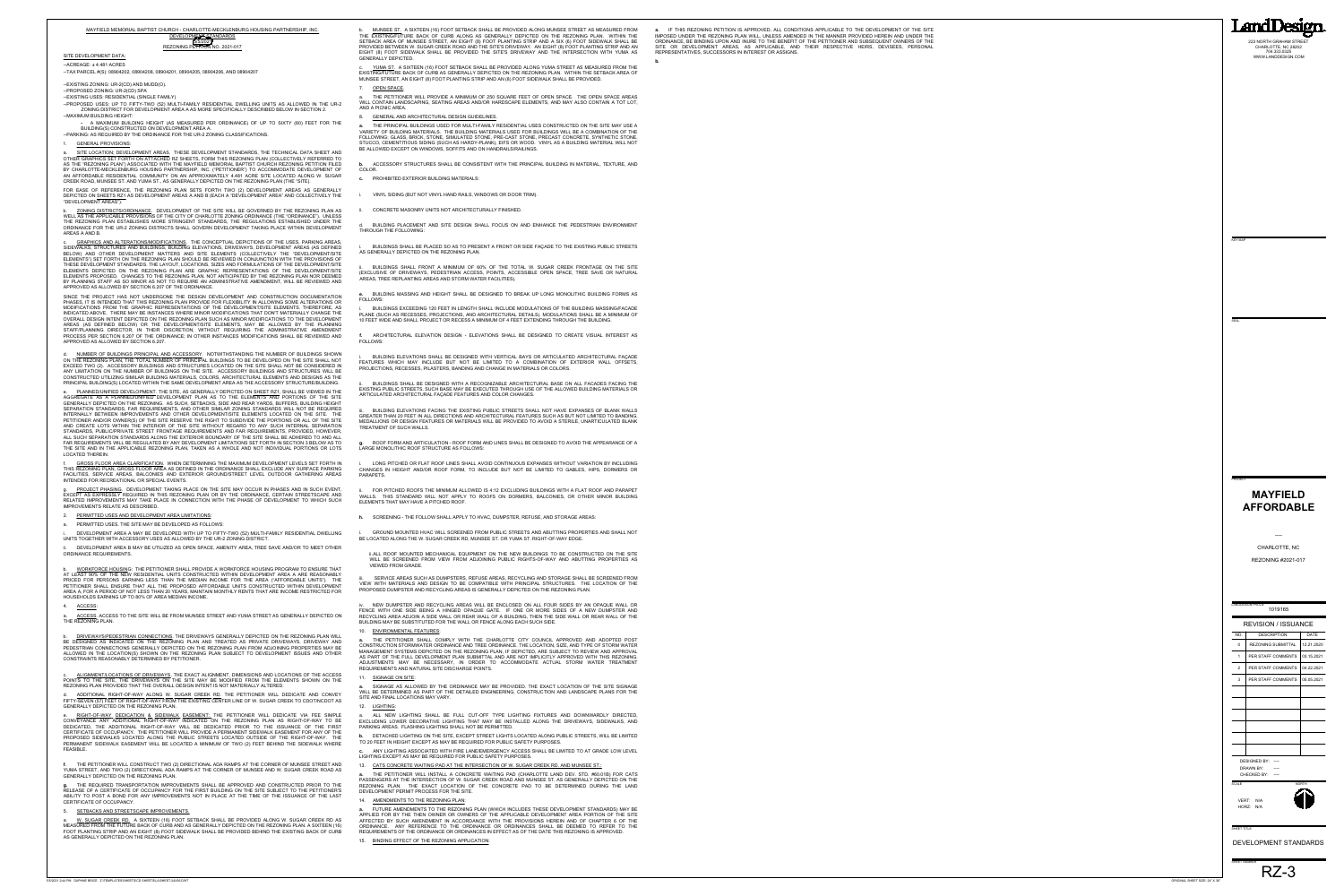MAYFIELD MEMORIAL BAPTIST CHURCH - CHARLOTTE-MECKLENBURG HOUSING PARTNERSHIP, INC.

DEVELOPMENT STANDARDS

REZONING PETITION NO. 2021-017

SITE DEVELOPMENT DATA:

--ACREAGE: ± 4.481 ACRES

--TAX PARCEL #(S): 06904202, 06904208, 06904201, 06904205, 06904206, AND 06904207

--EXISTING ZONING: UR-2(CD) AND MUDD(O).

--PROPOSED ZONING: UR-2(CD) SPA.

--EXISTING USES: RESIDENTIAL (SINGLE FAMILY)

--PROPOSED USES: UP TO FIFTY-TWO (52) MULTI-FAMILY RESIDENTIAL DWELLING UNITS AS ALLOWED IN THE UR-2 ZONING DISTRICT FOR DEVELOPMENT AREA A AS MORE SPECIFICALLY DESCRIBED BELOW IN SECTION 2.

--MAXIMUM BUILDING HEIGHT:

- A MAXIMUM BUILDING HEIGHT (AS MEASURED PER ORDINANCE) OF UP TO SIXTY (60) FEET FOR THE BUILDING(S) CONSTRUCTED ON DEVELOPMENT AREA A.

--PARKING: AS REQUIRED BY THE ORDINANCE FOR THE UR-2 ZONING CLASSIFICATIONS.

1. GENERAL PROVISIONS:

a. SITE LOCATION; DEVELOPMENT AREAS. THESE DEVELOPMENT STANDARDS, THE TECHNICAL DATA SHEET AND OTHER GRAPHICS SET FORTH ON ATTACHED RZ SHEETS, FORM THIS REZONING PLAN (COLLECTIVELY REFERRED TO AS THE "REZONING PLAN") ASSOCIATED WITH THE MAYFIELD MEMORIAL BAPTIST CHURCH REZONING PETITION FILED BY CHARLOTTE-MECKLENBURG HOUSING PARTNERSHIP, INC. ("PETITIONER") TO ACCOMMODATE DEVELOPMENT OF AN AFFORDABLE RESIDENTIAL COMMUNITY ON AN APPROXIMATELY 4.481 ACRE SITE LOCATED ALONG W. SUGAR CREEK ROAD, MUNSEE ST. AND YUMA ST., AS GENERALLY DEPICTED ON THE REZONING PLAN (THE "SITE).

FOR EASE OF REFERENCE, THE REZONING PLAN SETS FORTH TWO (2) DEVELOPMENT AREAS AS GENERALLY DEPICTED ON SHEETS RZ1 AS DEVELOPMENT AREAS A AND B (EACH A "DEVELOPMENT AREA" AND COLLECTIVELY THE "DEVELOPMENT AREAS").

b. ZONING DISTRICTS/ORDINANCE. DEVELOPMENT OF THE SITE WILL BE GOVERNED BY THE REZONING PLAN AS WELL AS THE APPLICABLE PROVISIONS OF THE CITY OF CHARLOTTE ZONING ORDINANCE (THE "ORDINANCE"). UNLESS THE REZONING PLAN ESTABLISHES MORE STRINGENT STANDARDS, THE REGULATIONS ESTABLISHED UNDER THE ORDINANCE FOR THE UR-2 ZONING DISTRICTS SHALL GOVERN DEVELOPMENT TAKING PLACE WITHIN DEVELOPMENT AREAS A AND B.

c. GRAPHICS AND ALTERATIONS/MODIFICATIONS. THE CONCEPTUAL DEPICTIONS OF THE USES, PARKING AREAS, SIDEWALKS, STRUCTURES AND BUILDINGS, BUILDING ELEVATIONS, DRIVEWAYS, DEVELOPMENT AREAS (AS DEFINED BELOW) AND OTHER DEVELOPMENT MATTERS AND SITE ELEMENTS (COLLECTIVELY THE "DEVELOPMENT/SITE ELEMENTS") SET FORTH ON THE REZONING PLAN SHOULD BE REVIEWED IN CONJUNCTION WITH THE PROVISIONS OF THESE DEVELOPMENT STANDARDS. THE LAYOUT, LOCATIONS, SIZES AND FORMULATIONS OF THE DEVELOPMENT/SITE ELEMENTS DEPICTED ON THE REZONING PLAN ARE GRAPHIC REPRESENTATIONS OF THE DEVELOPMENT/SITE ELEMENTS PROPOSED. CHANGES TO THE REZONING PLAN NOT ANTICIPATED BY THE REZONING PLAN NOR DEEMED BY PLANNING STAFF AS SO MINOR AS NOT TO REQUIRE AN ADMINISTRATIVE AMENDMENT, WILL BE REVIEWED AND APPROVED AS ALLOWED BY SECTION 6.207 OF THE ORDINANCE.

SINCE THE PROJECT HAS NOT UNDERGONE THE DESIGN DEVELOPMENT AND CONSTRUCTION DOCUMENTATION PHASES, IT IS INTENDED THAT THIS REZONING PLAN PROVIDE FOR FLEXIBILITY IN ALLOWING SOME ALTERATIONS OR MODIFICATIONS FROM THE GRAPHIC REPRESENTATIONS OF THE DEVELOPMENT/SITE ELEMENTS. THEREFORE, AS INDICATED ABOVE, THERE MAY BE INSTANCES WHERE MINOR MODIFICATIONS THAT DON'T MATERIALLY CHANGE THE OVERALL DESIGN INTENT DEPICTED ON THE REZONING PLAN SUCH AS MINOR MODIFICATIONS TO THE DEVELOPMENT AREAS (AS DEFINED BELOW) OR THE DEVELOPMENT/SITE ELEMENTS, MAY BE ALLOWED BY THE PLANNING STAFF/PLANNING DIRECTOR, IN THEIR DISCRETION, WITHOUT REQUIRING THE ADMINISTRATIVE AMENDMENT PROCESS PER SECTION 6.207 OF THE ORDINANCE; IN OTHER INSTANCES MODIFICATIONS SHALL BE REVIEWED AND APPROVED AS ALLOWED BY SECTION 6.207.

d. NUMBER OF BUILDINGS PRINCIPAL AND ACCESSORY. NOTWITHSTANDING THE NUMBER OF BUILDINGS SHOWN ON THE REZONING PLAN, THE TOTAL NUMBER OF PRINCIPAL BUILDINGS TO BE DEVELOPED ON THE SITE SHALL NOT EXCEED TWO (2). ACCESSORY BUILDINGS AND STRUCTURES LOCATED ON THE SITE SHALL NOT BE CONSIDERED IN ANY LIMITATION ON THE NUMBER OF BUILDINGS ON THE SITE. ACCESSORY BUILDINGS AND STRUCTURES WILL BE CONSTRUCTED UTILIZING SIMILAR BUILDING MATERIALS, COLORS, ARCHITECTURAL ELEMENTS AND DESIGNS AS THE PRINCIPAL BUILDING(S) LOCATED WITHIN THE SAME DEVELOPMENT AREA AS THE ACCESSORY STRUCTURE/BUILDING.

e. PLANNED/UNIFIED DEVELOPMENT. THE SITE, AS GENERALLY DEPICTED ON SHEET RZ1, SHALL BE VIEWED IN THE AGGREGATE AS A PLANNED/UNIFIED DEVELOPMENT PLAN AS TO THE ELEMENTS AND PORTIONS OF THE SITE GENERALLY DEPICTED ON THE REZONING. AS SUCH, SETBACKS, SIDE AND REAR YARDS, BUFFERS, BUILDING HEIGHT SEPARATION STANDARDS, FAR REQUIREMENTS, AND OTHER SIMILAR ZONING STANDARDS WILL NOT BE REQUIRED INTERNALLY BETWEEN IMPROVEMENTS AND OTHER DEVELOPMENT/SITE ELEMENTS LOCATED ON THE SITE. THE PETITIONER AND/OR OWNER(S) OF THE SITE RESERVE THE RIGHT TO SUBDIVIDE THE PORTIONS OR ALL OF THE SITE AND CREATE LOTS WITHIN THE INTERIOR OF THE SITE WITHOUT REGARD TO ANY SUCH INTERNAL SEPARATION STANDARDS, PUBLIC/PRIVATE STREET FRONTAGE REQUIREMENTS AND FAR REQUIREMENTS, PROVIDED, HOWEVER, ALL SUCH SEPARATION STANDARDS ALONG THE EXTERIOR BOUNDARY OF THE SITE SHALL BE ADHERED TO AND ALL FAR REQUIREMENTS WILL BE REGULATED BY ANY DEVELOPMENT LIMITATIONS SET FORTH IN SECTION 3 BELOW AS TO THE SITE AND IN THE APPLICABLE REZONING PLAN, TAKEN AS A WHOLE AND NOT INDIVIDUAL PORTIONS OR LOTS LOCATED THEREIN.

f. GROSS FLOOR AREA CLARIFICATION. WHEN DETERMINING THE MAXIMUM DEVELOPMENT LEVELS SET FORTH IN THIS REZONING PLAN, GROSS FLOOR AREA AS DEFINED IN THE ORDINANCE SHALL EXCLUDE ANY SURFACE PARKING FACILITIES, SERVICE AREAS, BALCONIES AND EXTERIOR GROUND/STREET LEVEL OUTDOOR GATHERING AREAS INTENDED FOR RECREATIONAL OR SPECIAL EVENTS.

g. PROJECT PHASING. DEVELOPMENT TAKING PLACE ON THE SITE MAY OCCUR IN PHASES AND IN SUCH EVENT, EXCEPT AS EXPRESSLY REQUIRED IN THIS REZONING PLAN OR BY THE ORDINANCE, CERTAIN STREETSCAPE AND RELATED IMPROVEMENTS MAY TAKE PLACE IN CONNECTION WITH THE PHASE OF DEVELOPMENT TO WHICH SUCH IMPROVEMENTS RELATE AS DESCRIBED.

2. PERMITTED USES AND DEVELOPMENT AREA LIMITATIONS:

a. PERMITTED USES. THE SITE MAY BE DEVELOPED AS FOLLOWS:

i. DEVELOPMENT AREA A MAY BE DEVELOPED WITH UP TO FIFTY-TWO (52) MULTI-FAMILY RESIDENTIAL DWELLING UNITS TOGETHER WITH ACCESSORY USES AS ALLOWED BY THE UR-2 ZONING DISTRICT.

ii. DEVELOPMENT AREA B MAY BE UTILIZED AS OPEN SPACE, AMENITY AREA, TREE SAVE AND/OR TO MEET OTHER ORDINANCE REQUIREMENTS.

b. WORKFORCE HOUSING: THE PETITIONER SHALL PROVIDE A WORKFORCE HOUSING PROGRAM TO ENSURE THAT AT LEAST 95% OF THE NEW RESIDENTIAL UNITS CONSTRUCTED WITHIN DEVELOPMENT AREA A ARE REASONABLY PRICED FOR PERSONS EARNING LESS THAN THE MEDIAN INCOME FOR THE AREA ("AFFORDABLE UNITS"). THE PETITIONER SHALL ENSURE THAT ALL THE PROPOSED AFFORDABLE UNITS CONSTRUCTED WITHIN DEVELOPMENT AREA A, FOR A PERIOD OF NOT LESS THAN 20 YEARS, MAINTAIN MONTHLY RENTS THAT ARE INCOME RESTRICTED FOR HOUSEHOLDS EARNING UP TO 80% OF AREA MEDIAN INCOME.

4. ACCESS:

a. ACCESS. ACCESS TO THE SITE WILL BE FROM MUNSEE STREET AND YUMA STREET AS GENERALLY DEPICTED ON THE REZONING PLAN.

b. DRIVEWAYS/PEDESTRIAN CONNECTIONS. THE DRIVEWAYS GENERALLY DEPICTED ON THE REZONING PLAN WILL BE DESIGNED AS INDICATED ON THE REZONING PLAN AND TREATED AS PRIVATE DRIVEWAYS. DRIVEWAY AND PEDESTRIAN CONNECTIONS GENERALLY DEPICTED ON THE REZONING PLAN FROM ADJOINING PROPERTIES MAY NOT BE ALLOWED IN THE LOCATION(S) SHOWN ON THE REZONING PLAN SUBJECT TO DEVELOPMENT ISSUES AND OTHER CONSTRAINTS REASONABLY DETERMINED BY PETITIONER.

c. ALIGNMENT/LOCATIONS OF DRIVEWAYS. THE EXACT ALIGNMENT, DIMENSIONS AND LOCATIONS OF THE ACCESS POINTS TO THE SITE, THE DRIVEWAYS ON THE SITE MAY BE MODIFIED FROM THE ELEMENTS SHOWN ON THE REZONING PLAN PROVIDED THAT THE OVERALL DESIGN INTENT IS NOT MATERIALLY ALTERED.

d. ADDITIONAL RIGHT-OF-WAY ALONG W. SUGAR CREEK RD. THE PETITIONER WILL DEDICATE AND CONVEY FIFTY-SEVEN (57) FEET OF RIGHT-OF-WAY FROM THE EXISTING CENTER LINE OF W. SUGAR CREEK TO CDOT/NCDOT AS GENERALLY DEPICTED ON THE REZONING PLAN.

e. RIGHT-OF-WAY DEDICATION & SIDEWALK EASEMENT: THE PETITIONER WILL DEDICATE VIA FEE SIMPLE CONVEYANCE ANY ADDITIONAL RIGHT-OF-WAY INDICATED ON THE REZONING PLAN AS RIGHT-OF-WAY TO BE DEDICATED. THE ADDITIONAL RIGHT-OF-WAY WILL BE DEDICATED PRIOR TO THE ISSUANCE OF THE FIRST CERTIFICATE OF OCCUPANCY. THE PETITIONER WILL PROVIDE A PERMANENT SIDEWALK EASEMENT FOR ANY OF THE PROPOSED SIDEWALKS LOCATED ALONG THE PUBLIC STREETS LOCATED OUTSIDE OF THE RIGHT-OF-WAY. THE PERMANENT SIDEWALK EASEMENT WILL BE LOCATED A MINIMUM OF TWO (2) FEET BEHIND THE SIDEWALK WHERE FEASIBLE.

f. THE PETITIONER WILL CONSTRUCT TWO (2) DIRECTIONAL ADA RAMPS AT THE CORNER OF MUNSEE STREET AND YUMA STREET, AND TWO (2) DIRECTIONAL ADA RAMPS AT THE CORNER OF MUNSEE AND W. SUGAR CREEK ROAD AS GENERALLY DEPICTED ON THE REZONING PLAN.

g. THE REQUIRED TRANSPORTATION IMPROVEMENTS SHALL BE APPROVED AND CONSTRUCTED PRIOR TO THE RELEASE OF A CERTIFICATE OF OCCUPANCY FOR THE FIRST BUILDING ON THE SITE SUBJECT TO THE PETITIONER'S ABILITY TO POST A BOND FOR ANY IMPROVEMENTS NOT IN PLACE AT THE TIME OF THE ISSUANCE OF THE FIRST CERTIFICATE OF OCCUPANCY.

5. SETBACKS AND STREETSCAPE IMPROVEMENTS:

a. W. SUGAR CREEK RD. A SIXTEEN (16) FOOT SETBACK SHALL BE PROVIDED ALONG W. SUGAR CREEK RD AS MEASURED FROM THE FUTURE BACK OF CURB AND AS GENERALLY DEPICTED ON THE REZONING PLAN A SIXTEEN (16) FOOT PLANTING STRIP AND AN EIGHT (8) FOOT SIDEWALK SHALL BE PROVIDED BEHIND THE EXISTING BACK OF CURB AS GENERALLY DEPICTED ON THE REZONING PLAN.

b. MUNSEE ST. A SIXTEEN (16) FOOT SETBACK SHALL BE PROVIDED ALONG MUNSEE STREET AS MEASURED FROM THE EXISTING/FUTURE BACK OF CURB ALONG AS GENERALLY DEPICTED ON THE REZONING PLAN. WITHIN THE SETBACK AREA OF MUNSEE STREET, AN EIGHT (8) FOOT PLANTING STRIP AND A SIX (6) FOOT SIDEWALK SHALL BE PROVIDED BETWEEN W. SUGAR CREEK ROAD AND THE SITE'S DRIVEWAY. AN EIGHT (8) FOOT PLANTING STRIP AND AN EIGHT (8) FOOT SIDEWALK SHALL BE PROVIDED THE SITE'S DRIVEWAY AND THE INTERSECTION WITH YUMA AS GENERALLY DEPICTED.

c. YUMA ST. A SIXTEEN (16) FOOT SETBACK SHALL BE PROVIDED ALONG YUMA STREET AS MEASURED FROM THE EXISTING/FUTURE BACK OF CURB AS GENERALLY DEPICTED ON THE REZONING PLAN. WITHIN THE SETBACK AREA OF MUNSEE STREET, AN EIGHT (8) FOOT PLANTING STRIP AND AN (8) FOOT SIDEWALK WILL BE PROVIDED.

7. OPEN SPACE:

a. THE PETITIONER WILL PROVIDE A MINIMUM OF 250 SQUARE FEET OF OPEN SPACE. THE OPEN SPACE AREAS WILL CONTAIN LANDSCAPING, SEATING AREAS AND/OR HARDSCAPE ELEMENTS, AND MAY ALSO CONTAIN A TOT LOT, AND A PICNIC AREA.

8. GENERAL AND ARCHITECTURAL DESIGN GUIDELINES.

a. THE PRINCIPAL BUILDINGS USED FOR MULTI-FAMILY RESIDENTIAL USES CONSTRUCTED ON THE SITE MAY USE A VARIETY OF BUILDING MATERIALS. THE BUILDING MATERIALS USED FOR BUILDINGS WILL BE A COMBINATION OF THE FOLLOWING: GLASS, BRICK, STONE, SIMULATED STONE, PRE-CAST STONE, PRECAST CONCRETE, SYNTHETIC STONE, STUCCO, CEMENTITIOUS SIDING (SUCH AS HARDY-PLANK), EIFS OR WOOD. VINYL AS A BUILDING MATERIAL WILL NOT BE ALLOWED EXCEPT ON WINDOWS, SOFFITS AND ON HANDRAILS/RAILINGS.

b. ACCESSORY STRUCTURES SHALL BE CONSISTENT WITH THE PRINCIPAL BUILDING IN MATERIAL, TEXTURE, AND COLOR.

c. PROHIBITED EXTERIOR BUILDING MATERIALS:

i. VINYL SIDING (BUT NOT VINYL HAND RAILS, WINDOWS OR DOOR TRIM).

ii. CONCRETE MASONRY UNITS NOT ARCHITECTURALLY FINISHED.

d. BUILDING PLACEMENT AND SITE DESIGN SHALL FOCUS ON AND ENHANCE THE PEDESTRIAN ENVIRONMENT THROUGH THE FOLLOWING:

i. BUILDINGS SHALL BE PLACED SO AS TO PRESENT A FRONT OR SIDE FAÇADE TO THE EXISTING PUBLIC STREETS AS GENERALLY DEPICTED ON THE REZONING PLAN.

ii. BUILDINGS SHALL FRONT A MINIMUM OF 60% OF THE TOTAL W. SUGAR CREEK FRONTAGE ON THE SITE (EXCLUSIVE OF DRIVEWAYS, PEDESTRIAN ACCESS, POINTS, ACCESSIBLE OPEN SPACE, TREE SAVE OR NATURAL AREAS, TREE REPLANTING AREAS AND STORM WATER FACILITIES).

e. BUILDING MASSING AND HEIGHT SHALL BE DESIGNED TO BREAK UP LONG MONOLITHIC BUILDING FORMS AS FOLLOWS:

i. BUILDINGS EXCEEDING 120 FEET IN LENGTH SHALL INCLUDE MODULATIONS OF THE BUILDING MASSING/FACADE PLANE (SUCH AS RECESSES, PROJECTIONS, AND ARCHITECTURAL DETAILS). MODULATIONS SHALL BE A MINIMUM OF 10 FEET WIDE AND SHALL PROJECT OR RECESS A MINIMUM OF 4 FEET EXTENDING THROUGH THE BUILDING.

f. ARCHITECTURAL ELEVATION DESIGN - ELEVATIONS SHALL BE DESIGNED TO CREATE VISUAL INTEREST AS FOLLOWS:

i. BUILDING ELEVATIONS SHALL BE DESIGNED WITH VERTICAL BAYS OR ARTICULATED ARCHITECTURAL FAÇADE FEATURES WHICH MAY INCLUDE BUT NOT BE LIMITED TO A COMBINATION OF EXTERIOR WALL OFFSETS, PROJECTIONS, RECESSES, PILASTERS, BANDING AND CHANGE IN MATERIALS OR COLORS.

ii. BUILDINGS SHALL BE DESIGNED WITH A RECOGNIZABLE ARCHITECTURAL BASE ON ALL FACADES FACING THE EXISTING PUBLIC STREETS. SUCH BASE MAY BE EXECUTED THROUGH USE OF THE ALLOWED BUILDING MATERIALS OR ARTICULATED ARCHITECTURAL FAÇADE FEATURES AND COLOR CHANGES.

iii. BUILDING ELEVATIONS FACING THE EXISTING PUBLIC STREETS SHALL NOT HAVE EXPANSES OF BLANK WALLS GREATER THAN 20 FEET IN ALL DIRECTIONS AND ARCHITECTURAL FEATURES SUCH AS BUT NOT LIMITED TO BANDING, MEDALLIONS OR DESIGN FEATURES OR MATERIALS WILL BE PROVIDED TO AVOID A STERILE, UNARTICULATED BLANK TREATMENT OF SUCH WALLS.

g. ROOF FORM AND ARTICULATION - ROOF FORM AND LINES SHALL BE DESIGNED TO AVOID THE APPEARANCE OF A LARGE MONOLITHIC ROOF STRUCTURE AS FOLLOWS:

i. LONG PITCHED OR FLAT ROOF LINES SHALL AVOID CONTINUOUS EXPANSES WITHOUT VARIATION BY INCLUDING CHANGES IN HEIGHT AND/OR ROOF FORM, TO INCLUDE BUT NOT BE LIMITED TO GABLES, HIPS, DORMERS OR PARAPETS.

ii. FOR PITCHED ROOFS THE MINIMUM ALLOWED IS 4:12 EXCLUDING BUILDINGS WITH A FLAT ROOF AND PARAPET WALLS. THIS STANDARD WILL NOT APPLY TO ROOFS ON DORMERS, BALCONIES, OR OTHER MINOR BUILDING ELEMENTS THAT MAY HAVE A PITCHED ROOF.

h. SCREENING - THE FOLLOW SHALL APPLY TO HVAC, DUMPSTER, REFUSE, AND STORAGE AREAS:

i. GROUND MOUNTED HVAC WILL SCREENED FROM PUBLIC STREETS AND ABUTTING PROPERTIES AND SHALL NOT BE LOCATED ALONG THE W. SUGAR CREEK RD, MUNSEE ST. OR YUMA ST. RIGHT-OF-WAY EDGE.

ii. ALL ROOF MOUNTED MECHANICAL EQUIPMENT ON THE NEW BUILDINGS TO BE CONSTRUCTED ON THE SITE WILL BE SCREENED FROM VIEW FROM ADJOINING PUBLIC RIGHTS-OF-WAY AND ABUTTING PROPERTIES AS VIEWED FROM GRADE.

iii. SERVICE AREAS SUCH AS DUMPSTERS, REFUSE AREAS, RECYCLING AND STORAGE SHALL BE SCREENED FROM VIEW WITH MATERIALS AND DESIGN TO BE COMPATIBLE WITH PRINCIPAL STRUCTURES. THE LOCATION OF THE PROPOSED DUMPSTER AND RECYCLING AREAS IS GENERALLY DEPICTED ON THE REZONING PLAN.

iv. NEW DUMPSTER AND RECYCLING AREAS WILL BE ENCLOSED ON ALL FOUR SIDES BY AN OPAQUE WALL OR FENCE WITH ONE SIDE BEING A HINGED OPAQUE GATE. IF ONE OR MORE SIDES OF A NEW DUMPSTER AND RECYCLING AREA ADJOIN A SIDE WALL OR REAR WALL OF A BUILDING, THEN THE SIDE WALL OR REAR WALL OF THE BUILDING MAY BE SUBSTITUTED FOR THE WALL OR FENCE ALONG EACH SUCH SIDE.

10. ENVIRONMENTAL FEATURES:

a. THE PETITIONER SHALL COMPLY WITH THE CHARLOTTE CITY COUNCIL APPROVED AND ADOPTED POST CONSTRUCTION STORMWATER ORDINANCE AND TREE ORDINANCE. THE LOCATION, SIZE, AND TYPE OF STORM WATER MANAGEMENT SYSTEMS DEPICTED ON THE REZONING PLAN, IF DEPICTED, ARE SUBJECT TO REVIEW AND APPROVAL AS PART OF THE FULL DEVELOPMENT PLAN SUBMITTAL AND ARE NOT IMPLICITLY APPROVED WITH THIS REZONING. ADJUSTMENTS MAY BE NECESSARY, IN ORDER TO ACCOMMODATE ACTUAL STORM WATER TREATMENT REQUIREMENTS AND NATURAL SITE DISCHARGE POINTS.

11. SIGNAGE ON SITE:

SIGNAGE AS ALLOWED BY THE ORDINANCE MAY BE PROVIDED. THE EXACT LOCATION OF THE SITE SIGNAGE WILL BE DETERMINED AS PART OF THE DETAILED ENGINEERING, CONSTRUCTION AND LANDSCAPE PLANS FOR THE SITE AND FINAL LOCATIONS MAY VARY.

12. LIGHTING:

a. ALL NEW LIGHTING SHALL BE FULL CUT-OFF TYPE LIGHTING FIXTURES AND DOWNWARDLY DIRECTED, EXCLUDING LOWER DECORATIVE LIGHTING THAT MAY BE INSTALLED ALONG THE DRIVEWAYS, SIDEWALKS, AND PARKING AREAS. FLASHING LIGHTING SHALL NOT BE PERMITTED.

b. DETACHED LIGHTING ON THE SITE, EXCEPT STREET LIGHTS LOCATED ALONG PUBLIC STREETS, WILL BE LIMITED TO 20 FEET IN HEIGHT EXCEPT AS MAY BE REQUIRED FOR PUBLIC SAFETY PURPOSES.

c. ANY LIGHTING ASSOCIATED WITH FIRE LANE/EMERGENCY ACCESS SHALL BE LIMITED TO AT GRADE LOW LEVEL LIGHTING EXCEPT AS MAY BE REQUIRED FOR PUBLIC SAFETY PURPOSES.

13. CATS CONCRETE WAITING PAD AT THE INTERSECTION OF W. SUGAR CREEK RD. AND MUNSEE ST.:

a. THE PETITIONER WILL INSTALL A CONCRETE WAITING PAD (CHARLOTTE LAND DEV. STD. #60.01B) FOR CATS PASSENGERS AT THE INTERSECTION OF W. SUGAR CREEK ROAD AND MUNSEE ST. AS GENERALLY DEPICTED ON THE REZONING PLAN. THE EXACT LOCATION OF THE CONCRETE PAD TO BE DETERMINED DURING THE LAND DEVELOPMENT PERMIT PROCESS FOR THE SITE.

14. AMENDMENTS TO THE REZONING PLAN:

a. FUTURE AMENDMENTS TO THE REZONING PLAN (WHICH INCLUDES THESE DEVELOPMENT STANDARDS) MAY BE APPLIED FOR BY THE THEN OWNER OR OWNERS OF THE APPLICABLE DEVELOPMENT AREA PORTION OF THE SITE AFFECTED BY SUCH AMENDMENT IN ACCORDANCE WITH THE PROVISIONS HEREIN AND OF CHAPTER 6 OF THE ORDINANCE. ANY REFERENCE TO THE ORDINANCE OR ORDINANCES SHALL BE DEEMED TO REFER TO THE REQUIREMENTS OF THE ORDINANCE OR ORDINANCES IN EFFECT AS OF THE DATE THIS REZONING IS APPROVED.

15. BINDING EFFECT OF THE REZONING APPLICATION:

a. IF THIS REZONING PETITION IS APPROVED, ALL CONDITIONS APPLICABLE TO THE DEVELOPMENT OF THE SITE IMPOSED UNDER THE REZONING PLAN WILL, UNLESS AMENDED IN THE MANNER PROVIDED HEREIN AND UNDER THE ORDINANCE, BE BINDING UPON AND INURE TO THE BENEFIT OF THE PETITIONER AND SUBSEQUENT OWNERS OF THE SITE OR DEVELOPMENT AREAS, AS APPLICABLE, AND THEIR RESPECTIVE HEIRS, DEVISEES, PERSONAL REPRESENTATIVES, SUCCESSORS IN INTEREST OR ASSIGNS.

b.

LandDesign.

223 NORTH GRAHAM STREET
CHARLOTTE, NC 28202
704.333.0325
WWW.LANDDESIGN.COM

# MAYFIELD AFFORDABLE

CHARLOTTE, NC

REZONING #2021-017

1019165

REVISION / ISSUANCE

| NO. | DESCRIPTION | DATE |
|---|---|---|
| 0 | REZONING SUBMITTAL | 12.21.2020 |
| 1 | PER STAFF COMMENTS | 03.15.2021 |
| 2 | PER STAFF COMMENTS | 04.22.2021 |
| 3 | PER STAFF COMMENTS | 05.05.2021 |

DESIGNED BY: ---
DRAWN BY: ---
CHECKED BY: ---

VERT: N/A
HORZ: N/A

DEVELOPMENT STANDARDS

RZ-3